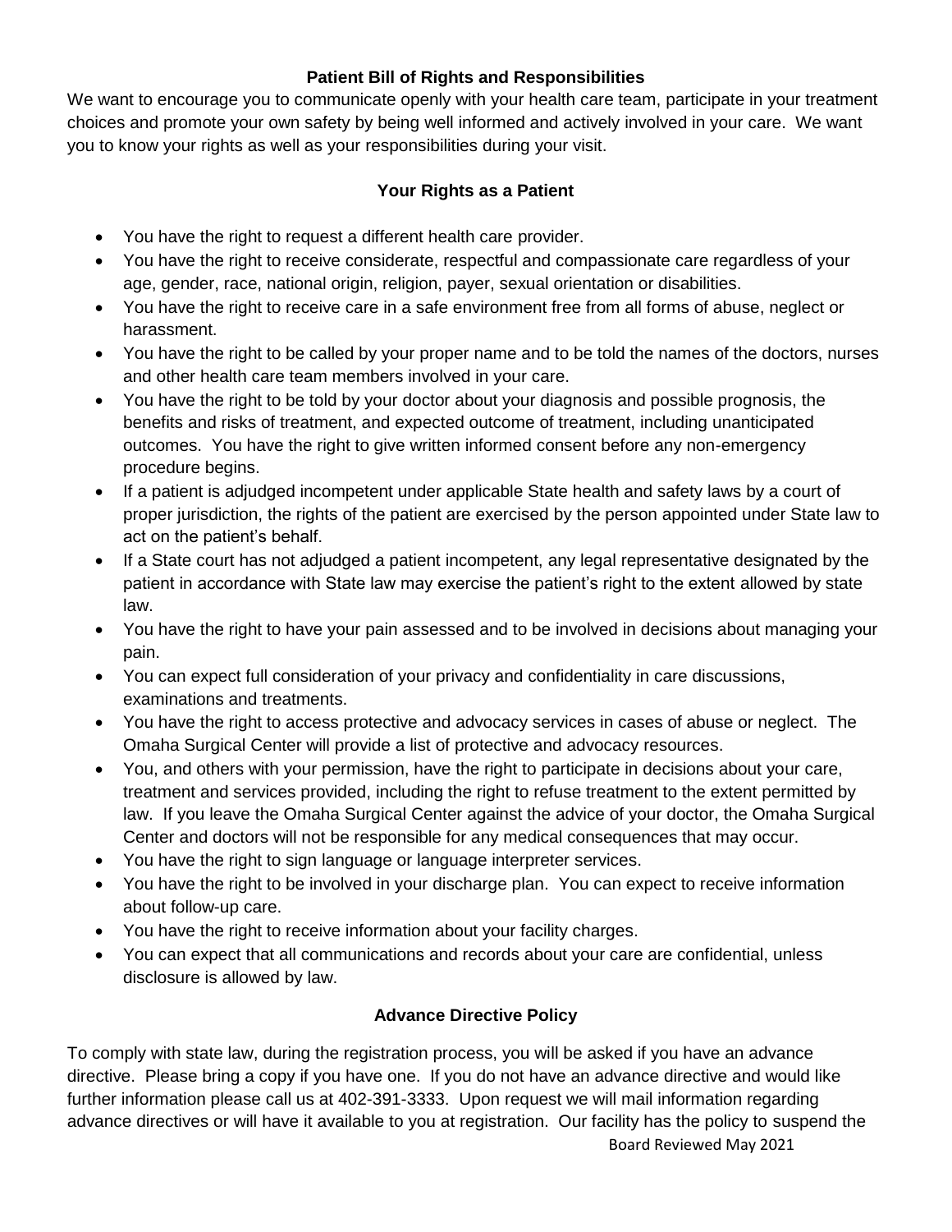## Patient Bill of Rights and Responsibilities

We want to encourage you to communicate openly with your health care team, participate in your treatment choices and promote your own safety by being well informed and actively involved in your care. We want you to know your rights as well as your responsibilities during your visit.

### Your Rights as a Patient

- You have the right to request a different health care provider.
- You have the right to receive considerate, respectful and compassionate care regardless of your age, gender, race, national origin, religion, payer, sexual orientation or disabilities.
- You have the right to receive care in a safe environment free from all forms of abuse, neglect or harassment.
- You have the right to be called by your proper name and to be told the names of the doctors, nurses and other health care team members involved in your care.
- You have the right to be told by your doctor about your diagnosis and possible prognosis, the benefits and risks of treatment, and expected outcome of treatment, including unanticipated outcomes. You have the right to give written informed consent before any non-emergency procedure begins.
- If a patient is adjudged incompetent under applicable State health and safety laws by a court of proper jurisdiction, the rights of the patient are exercised by the person appointed under State law to act on the patient's behalf.
- If a State court has not adjudged a patient incompetent, any legal representative designated by the patient in accordance with State law may exercise the patient's right to the extent allowed by state law.
- You have the right to have your pain assessed and to be involved in decisions about managing your pain.
- You can expect full consideration of your privacy and confidentiality in care discussions, examinations and treatments.
- You have the right to access protective and advocacy services in cases of abuse or neglect. The Omaha Surgical Center will provide a list of protective and advocacy resources.
- You, and others with your permission, have the right to participate in decisions about your care, treatment and services provided, including the right to refuse treatment to the extent permitted by law. If you leave the Omaha Surgical Center against the advice of your doctor, the Omaha Surgical Center and doctors will not be responsible for any medical consequences that may occur.
- You have the right to sign language or language interpreter services.
- You have the right to be involved in your discharge plan. You can expect to receive information about follow-up care.
- You have the right to receive information about your facility charges.
- You can expect that all communications and records about your care are confidential, unless disclosure is allowed by law.

### Advance Directive Policy

To comply with state law, during the registration process, you will be asked if you have an advance directive. Please bring a copy if you have one. If you do not have an advance directive and would like further information please call us at 402-391-3333. Upon request we will mail information regarding advance directives or will have it available to you at registration. Our facility has the policy to suspend the

Board Reviewed May 2021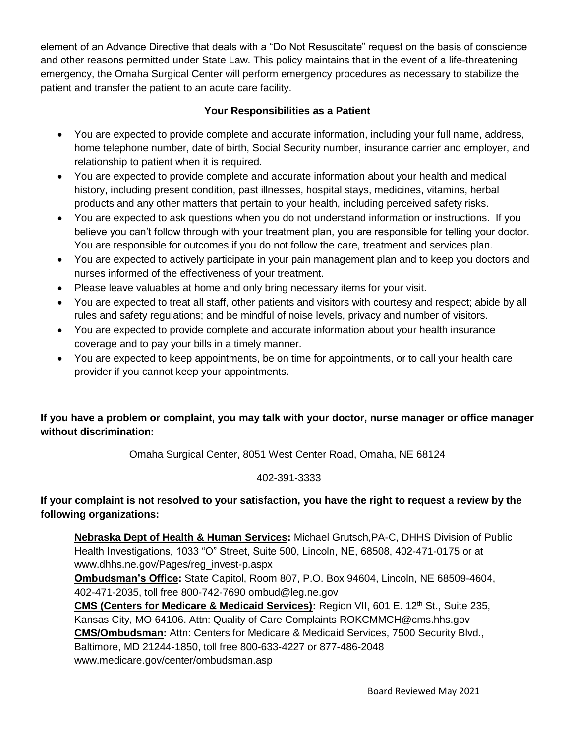element of an Advance Directive that deals with a “Do Not Resuscitate” request on the basis of conscience and other reasons permitted under State Law. This policy maintains that in the event of a life-threatening emergency, the Omaha Surgical Center will perform emergency procedures as necessary to stabilize the patient and transfer the patient to an acute care facility.

## Your Responsibilities as a Patient

- You are expected to provide complete and accurate information, including your full name, address, home telephone number, date of birth, Social Security number, insurance carrier and employer, and relationship to patient when it is required.
- You are expected to provide complete and accurate information about your health and medical history, including present condition, past illnesses, hospital stays, medicines, vitamins, herbal products and any other matters that pertain to your health, including perceived safety risks.
- You are expected to ask questions when you do not understand information or instructions. If you believe you can’t follow through with your treatment plan, you are responsible for telling your doctor. You are responsible for outcomes if you do not follow the care, treatment and services plan.
- You are expected to actively participate in your pain management plan and to keep you doctors and nurses informed of the effectiveness of your treatment.
- Please leave valuables at home and only bring necessary items for your visit.
- You are expected to treat all staff, other patients and visitors with courtesy and respect; abide by all rules and safety regulations; and be mindful of noise levels, privacy and number of visitors.
- You are expected to provide complete and accurate information about your health insurance coverage and to pay your bills in a timely manner.
- You are expected to keep appointments, be on time for appointments, or to call your health care provider if you cannot keep your appointments.

**If you have a problem or complaint, you may talk with your doctor, nurse manager or office manager without discrimination:**

Omaha Surgical Center, 8051 West Center Road, Omaha, NE 68124

402-391-3333

**If your complaint is not resolved to your satisfaction, you have the right to request a review by the following organizations:**

**Nebraska Dept of Health & Human Services:** Michael Grutsch,PA-C, DHHS Division of Public Health Investigations, 1033 “O” Street, Suite 500, Lincoln, NE, 68508, 402-471-0175 or at www.dhhs.ne.gov/Pages/reg_invest-p.aspx

**Ombudsman’s Office:** State Capitol, Room 807, P.O. Box 94604, Lincoln, NE 68509-4604, 402-471-2035, toll free 800-742-7690 ombud@leg.ne.gov

**CMS (Centers for Medicare & Medicaid Services):** Region VII, 601 E. 12th St., Suite 235, Kansas City, MO 64106. Attn: Quality of Care Complaints ROKCMMCH@cms.hhs.gov

**CMS/Ombudsman:** Attn: Centers for Medicare & Medicaid Services, 7500 Security Blvd., Baltimore, MD 21244-1850, toll free 800-633-4227 or 877-486-2048 www.medicare.gov/center/ombudsman.asp

Board Reviewed May 2021